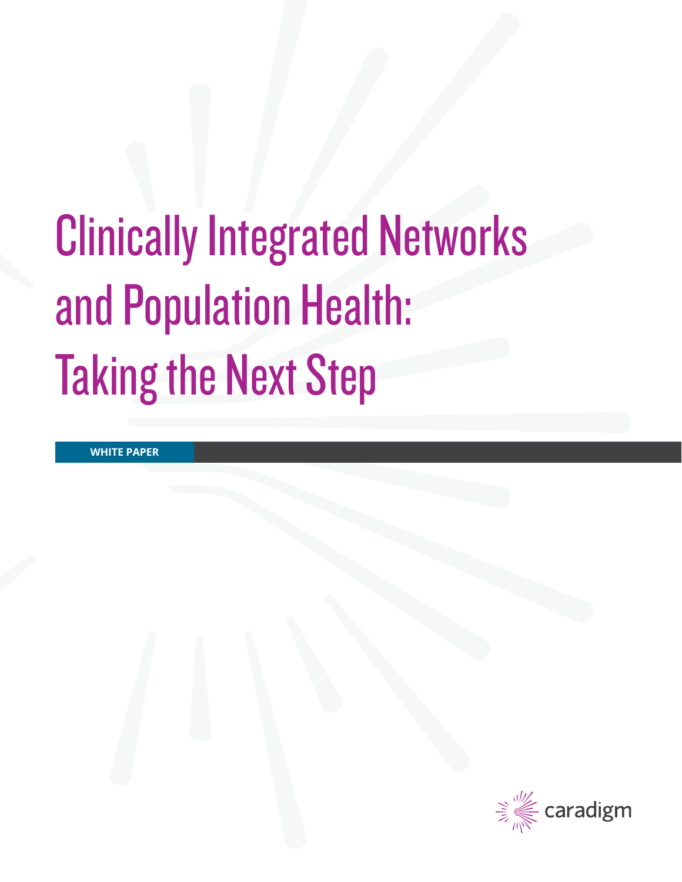# Clinically Integrated Networks and Population Health: Taking the Next Step

**WHITE PAPER**

caradigm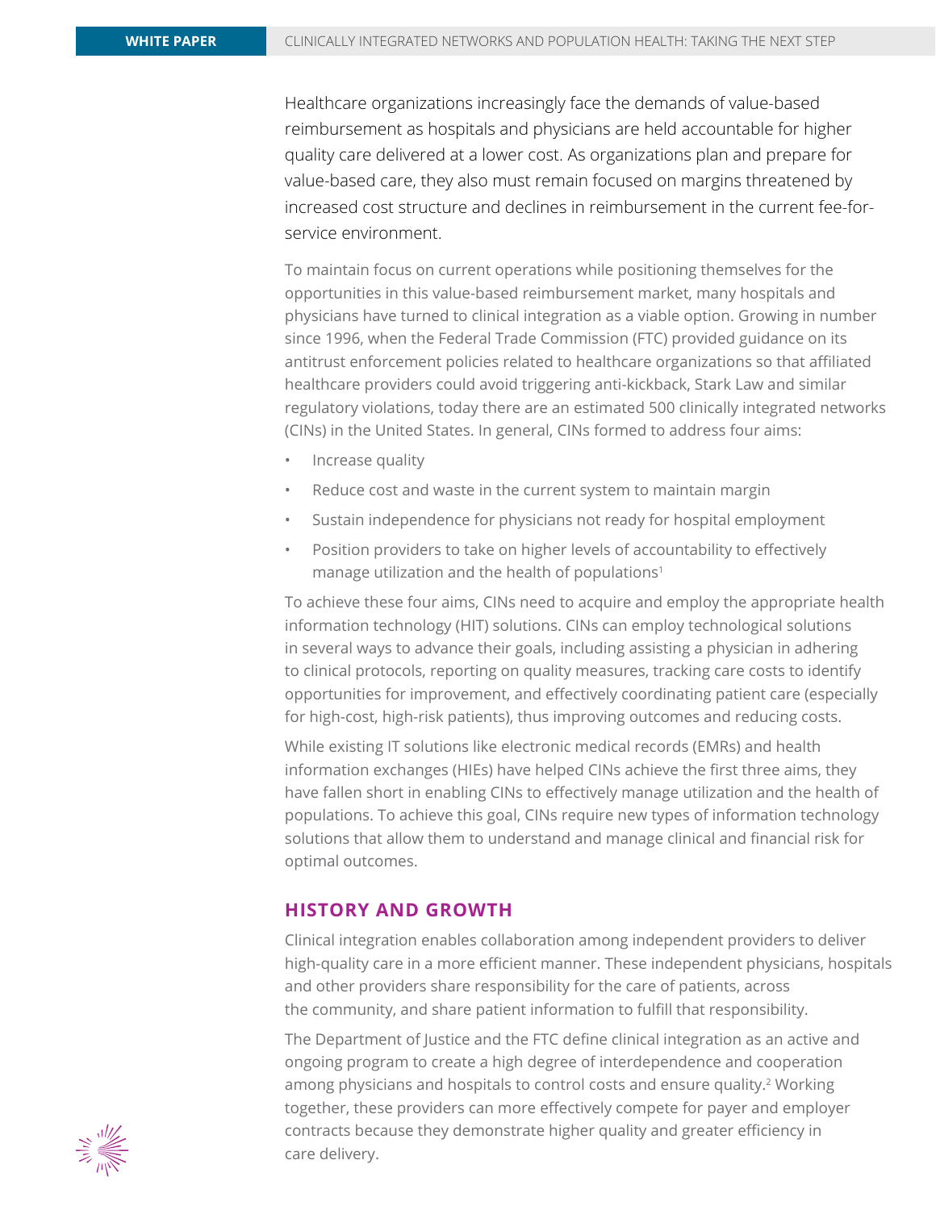Healthcare organizations increasingly face the demands of value-based reimbursement as hospitals and physicians are held accountable for higher quality care delivered at a lower cost. As organizations plan and prepare for value-based care, they also must remain focused on margins threatened by increased cost structure and declines in reimbursement in the current fee-for-service environment.

To maintain focus on current operations while positioning themselves for the opportunities in this value-based reimbursement market, many hospitals and physicians have turned to clinical integration as a viable option. Growing in number since 1996, when the Federal Trade Commission (FTC) provided guidance on its antitrust enforcement policies related to healthcare organizations so that affiliated healthcare providers could avoid triggering anti-kickback, Stark Law and similar regulatory violations, today there are an estimated 500 clinically integrated networks (CINs) in the United States. In general, CINs formed to address four aims:

- Increase quality
- Reduce cost and waste in the current system to maintain margin
- Sustain independence for physicians not ready for hospital employment
- Position providers to take on higher levels of accountability to effectively manage utilization and the health of populations[1]

To achieve these four aims, CINs need to acquire and employ the appropriate health information technology (HIT) solutions. CINs can employ technological solutions in several ways to advance their goals, including assisting a physician in adhering to clinical protocols, reporting on quality measures, tracking care costs to identify opportunities for improvement, and effectively coordinating patient care (especially for high-cost, high-risk patients), thus improving outcomes and reducing costs.

While existing IT solutions like electronic medical records (EMRs) and health information exchanges (HIEs) have helped CINs achieve the first three aims, they have fallen short in enabling CINs to effectively manage utilization and the health of populations. To achieve this goal, CINs require new types of information technology solutions that allow them to understand and manage clinical and financial risk for optimal outcomes.

## HISTORY AND GROWTH

Clinical integration enables collaboration among independent providers to deliver high-quality care in a more efficient manner. These independent physicians, hospitals and other providers share responsibility for the care of patients, across the community, and share patient information to fulfill that responsibility.

The Department of Justice and the FTC define clinical integration as an active and ongoing program to create a high degree of interdependence and cooperation among physicians and hospitals to control costs and ensure quality.[2] Working together, these providers can more effectively compete for payer and employer contracts because they demonstrate higher quality and greater efficiency in care delivery.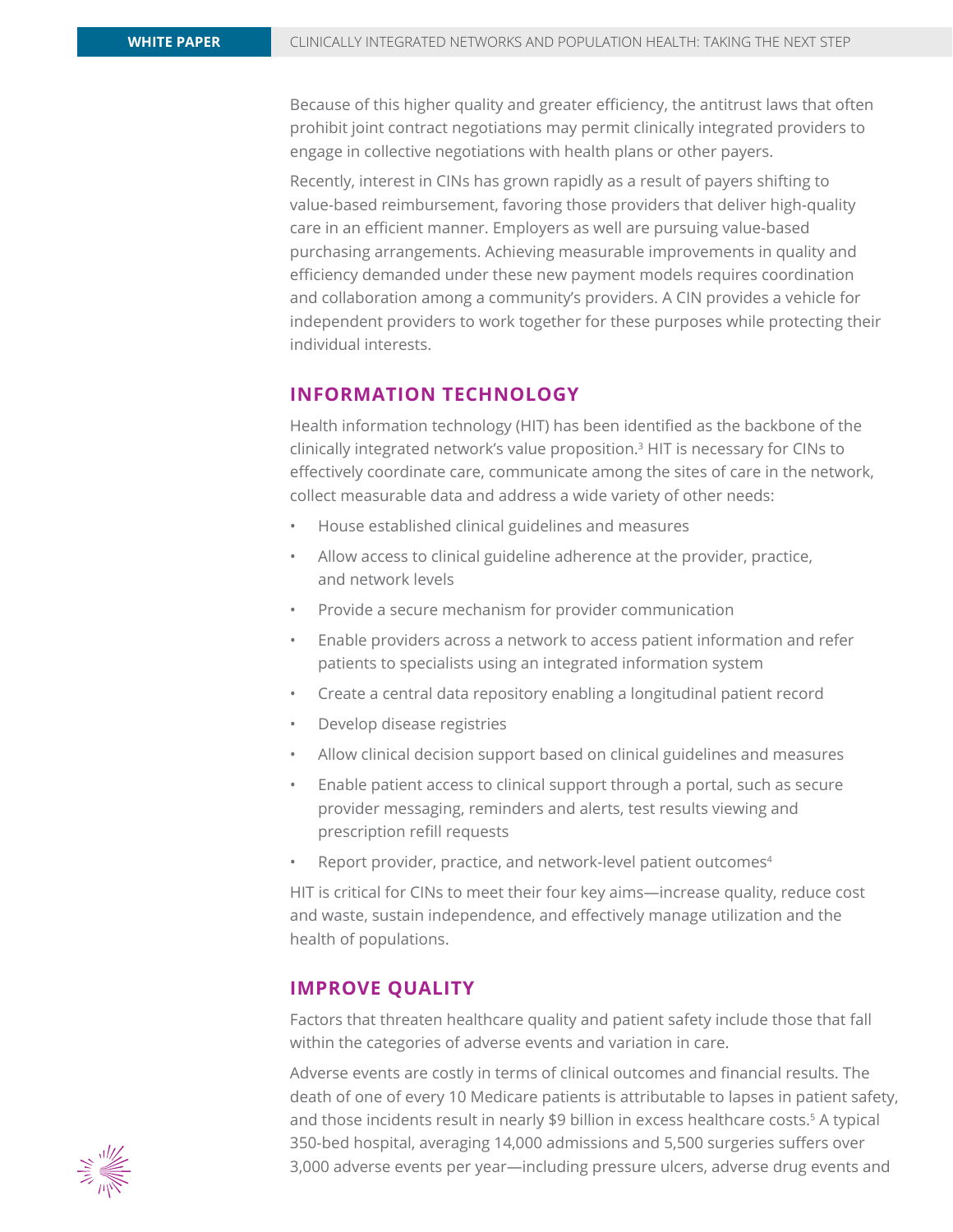Because of this higher quality and greater efficiency, the antitrust laws that often prohibit joint contract negotiations may permit clinically integrated providers to engage in collective negotiations with health plans or other payers.

Recently, interest in CINs has grown rapidly as a result of payers shifting to value-based reimbursement, favoring those providers that deliver high-quality care in an efficient manner. Employers as well are pursuing value-based purchasing arrangements. Achieving measurable improvements in quality and efficiency demanded under these new payment models requires coordination and collaboration among a community's providers. A CIN provides a vehicle for independent providers to work together for these purposes while protecting their individual interests.

## INFORMATION TECHNOLOGY

Health information technology (HIT) has been identified as the backbone of the clinically integrated network's value proposition.[3] HIT is necessary for CINs to effectively coordinate care, communicate among the sites of care in the network, collect measurable data and address a wide variety of other needs:

- House established clinical guidelines and measures
- Allow access to clinical guideline adherence at the provider, practice, and network levels
- Provide a secure mechanism for provider communication
- Enable providers across a network to access patient information and refer patients to specialists using an integrated information system
- Create a central data repository enabling a longitudinal patient record
- Develop disease registries
- Allow clinical decision support based on clinical guidelines and measures
- Enable patient access to clinical support through a portal, such as secure provider messaging, reminders and alerts, test results viewing and prescription refill requests
- Report provider, practice, and network-level patient outcomes[4]

HIT is critical for CINs to meet their four key aims—increase quality, reduce cost and waste, sustain independence, and effectively manage utilization and the health of populations.

## IMPROVE QUALITY

Factors that threaten healthcare quality and patient safety include those that fall within the categories of adverse events and variation in care.

Adverse events are costly in terms of clinical outcomes and financial results. The death of one of every 10 Medicare patients is attributable to lapses in patient safety, and those incidents result in nearly $9 billion in excess healthcare costs.[5] A typical 350-bed hospital, averaging 14,000 admissions and 5,500 surgeries suffers over 3,000 adverse events per year—including pressure ulcers, adverse drug events and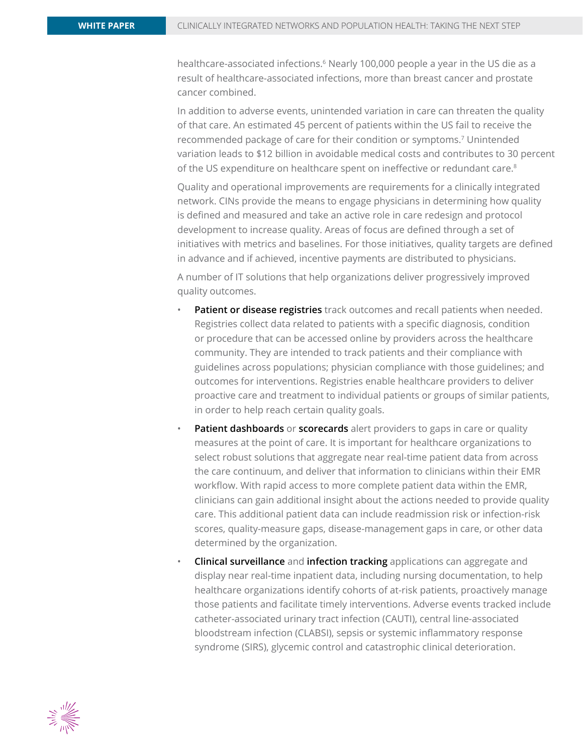healthcare-associated infections.[6] Nearly 100,000 people a year in the US die as a result of healthcare-associated infections, more than breast cancer and prostate cancer combined.

In addition to adverse events, unintended variation in care can threaten the quality of that care. An estimated 45 percent of patients within the US fail to receive the recommended package of care for their condition or symptoms.[7] Unintended variation leads to $12 billion in avoidable medical costs and contributes to 30 percent of the US expenditure on healthcare spent on ineffective or redundant care.[8]

Quality and operational improvements are requirements for a clinically integrated network. CINs provide the means to engage physicians in determining how quality is defined and measured and take an active role in care redesign and protocol development to increase quality. Areas of focus are defined through a set of initiatives with metrics and baselines. For those initiatives, quality targets are defined in advance and if achieved, incentive payments are distributed to physicians.

A number of IT solutions that help organizations deliver progressively improved quality outcomes.

- **Patient or disease registries** track outcomes and recall patients when needed. Registries collect data related to patients with a specific diagnosis, condition or procedure that can be accessed online by providers across the healthcare community. They are intended to track patients and their compliance with guidelines across populations; physician compliance with those guidelines; and outcomes for interventions. Registries enable healthcare providers to deliver proactive care and treatment to individual patients or groups of similar patients, in order to help reach certain quality goals.
- **Patient dashboards** or **scorecards** alert providers to gaps in care or quality measures at the point of care. It is important for healthcare organizations to select robust solutions that aggregate near real-time patient data from across the care continuum, and deliver that information to clinicians within their EMR workflow. With rapid access to more complete patient data within the EMR, clinicians can gain additional insight about the actions needed to provide quality care. This additional patient data can include readmission risk or infection-risk scores, quality-measure gaps, disease-management gaps in care, or other data determined by the organization.
- **Clinical surveillance** and **infection tracking** applications can aggregate and display near real-time inpatient data, including nursing documentation, to help healthcare organizations identify cohorts of at-risk patients, proactively manage those patients and facilitate timely interventions. Adverse events tracked include catheter-associated urinary tract infection (CAUTI), central line-associated bloodstream infection (CLABSI), sepsis or systemic inflammatory response syndrome (SIRS), glycemic control and catastrophic clinical deterioration.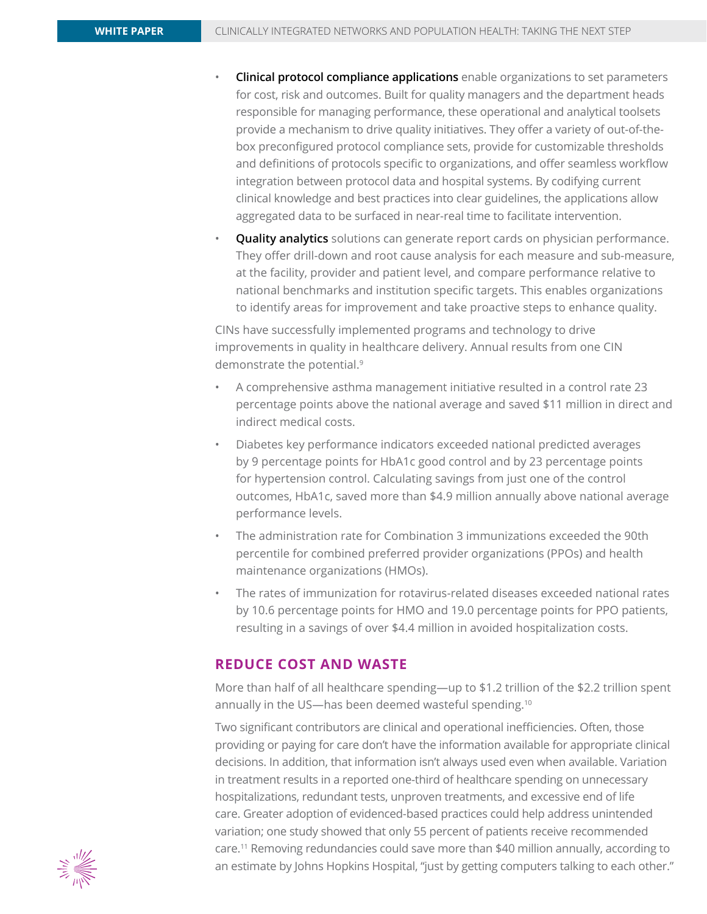- **Clinical protocol compliance applications** enable organizations to set parameters for cost, risk and outcomes. Built for quality managers and the department heads responsible for managing performance, these operational and analytical toolsets provide a mechanism to drive quality initiatives. They offer a variety of out-of-the-box preconfigured protocol compliance sets, provide for customizable thresholds and definitions of protocols specific to organizations, and offer seamless workflow integration between protocol data and hospital systems. By codifying current clinical knowledge and best practices into clear guidelines, the applications allow aggregated data to be surfaced in near-real time to facilitate intervention.
- **Quality analytics** solutions can generate report cards on physician performance. They offer drill-down and root cause analysis for each measure and sub-measure, at the facility, provider and patient level, and compare performance relative to national benchmarks and institution specific targets. This enables organizations to identify areas for improvement and take proactive steps to enhance quality.

CINs have successfully implemented programs and technology to drive improvements in quality in healthcare delivery. Annual results from one CIN demonstrate the potential.[9]

- A comprehensive asthma management initiative resulted in a control rate 23 percentage points above the national average and saved $11 million in direct and indirect medical costs.
- Diabetes key performance indicators exceeded national predicted averages by 9 percentage points for HbA1c good control and by 23 percentage points for hypertension control. Calculating savings from just one of the control outcomes, HbA1c, saved more than $4.9 million annually above national average performance levels.
- The administration rate for Combination 3 immunizations exceeded the 90th percentile for combined preferred provider organizations (PPOs) and health maintenance organizations (HMOs).
- The rates of immunization for rotavirus-related diseases exceeded national rates by 10.6 percentage points for HMO and 19.0 percentage points for PPO patients, resulting in a savings of over $4.4 million in avoided hospitalization costs.

## REDUCE COST AND WASTE

More than half of all healthcare spending—up to $1.2 trillion of the $2.2 trillion spent annually in the US—has been deemed wasteful spending.[10]

Two significant contributors are clinical and operational inefficiencies. Often, those providing or paying for care don't have the information available for appropriate clinical decisions. In addition, that information isn't always used even when available. Variation in treatment results in a reported one-third of healthcare spending on unnecessary hospitalizations, redundant tests, unproven treatments, and excessive end of life care. Greater adoption of evidenced-based practices could help address unintended variation; one study showed that only 55 percent of patients receive recommended care.[11] Removing redundancies could save more than $40 million annually, according to an estimate by Johns Hopkins Hospital, "just by getting computers talking to each other."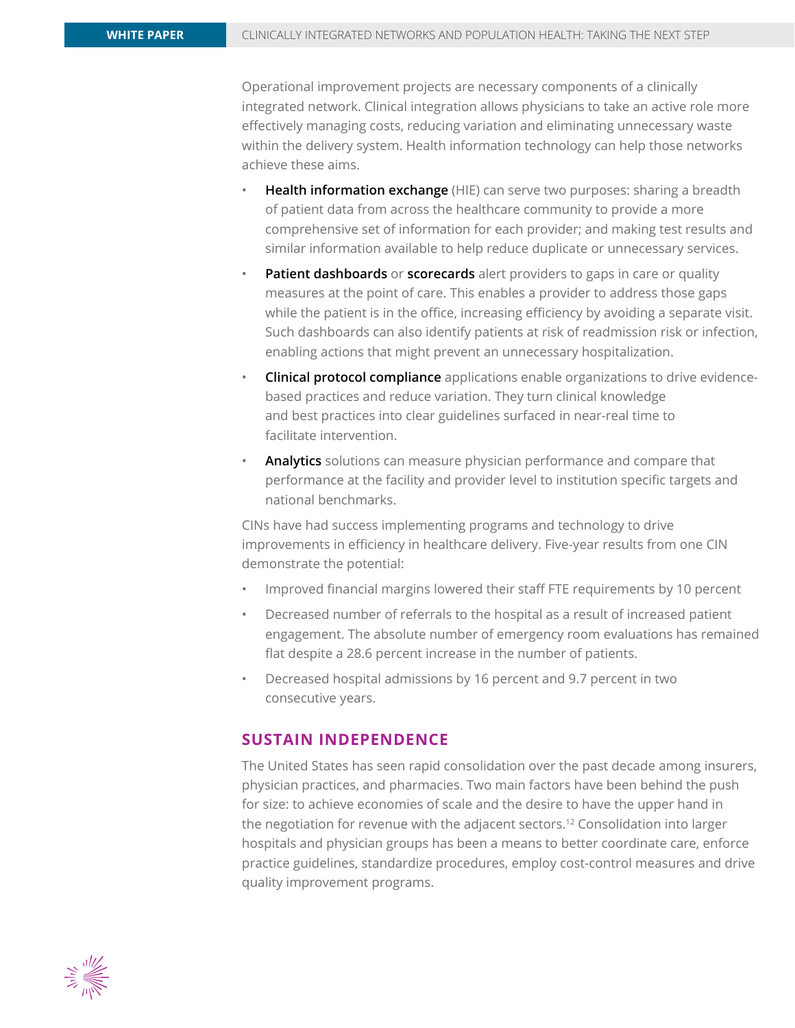Operational improvement projects are necessary components of a clinically integrated network. Clinical integration allows physicians to take an active role more effectively managing costs, reducing variation and eliminating unnecessary waste within the delivery system. Health information technology can help those networks achieve these aims.

- **Health information exchange** (HIE) can serve two purposes: sharing a breadth of patient data from across the healthcare community to provide a more comprehensive set of information for each provider; and making test results and similar information available to help reduce duplicate or unnecessary services.
- **Patient dashboards** or **scorecards** alert providers to gaps in care or quality measures at the point of care. This enables a provider to address those gaps while the patient is in the office, increasing efficiency by avoiding a separate visit. Such dashboards can also identify patients at risk of readmission risk or infection, enabling actions that might prevent an unnecessary hospitalization.
- **Clinical protocol compliance** applications enable organizations to drive evidence-based practices and reduce variation. They turn clinical knowledge and best practices into clear guidelines surfaced in near-real time to facilitate intervention.
- **Analytics** solutions can measure physician performance and compare that performance at the facility and provider level to institution specific targets and national benchmarks.

CINs have had success implementing programs and technology to drive improvements in efficiency in healthcare delivery. Five-year results from one CIN demonstrate the potential:

- Improved financial margins lowered their staff FTE requirements by 10 percent
- Decreased number of referrals to the hospital as a result of increased patient engagement. The absolute number of emergency room evaluations has remained flat despite a 28.6 percent increase in the number of patients.
- Decreased hospital admissions by 16 percent and 9.7 percent in two consecutive years.

## SUSTAIN INDEPENDENCE

The United States has seen rapid consolidation over the past decade among insurers, physician practices, and pharmacies. Two main factors have been behind the push for size: to achieve economies of scale and the desire to have the upper hand in the negotiation for revenue with the adjacent sectors.[12] Consolidation into larger hospitals and physician groups has been a means to better coordinate care, enforce practice guidelines, standardize procedures, employ cost-control measures and drive quality improvement programs.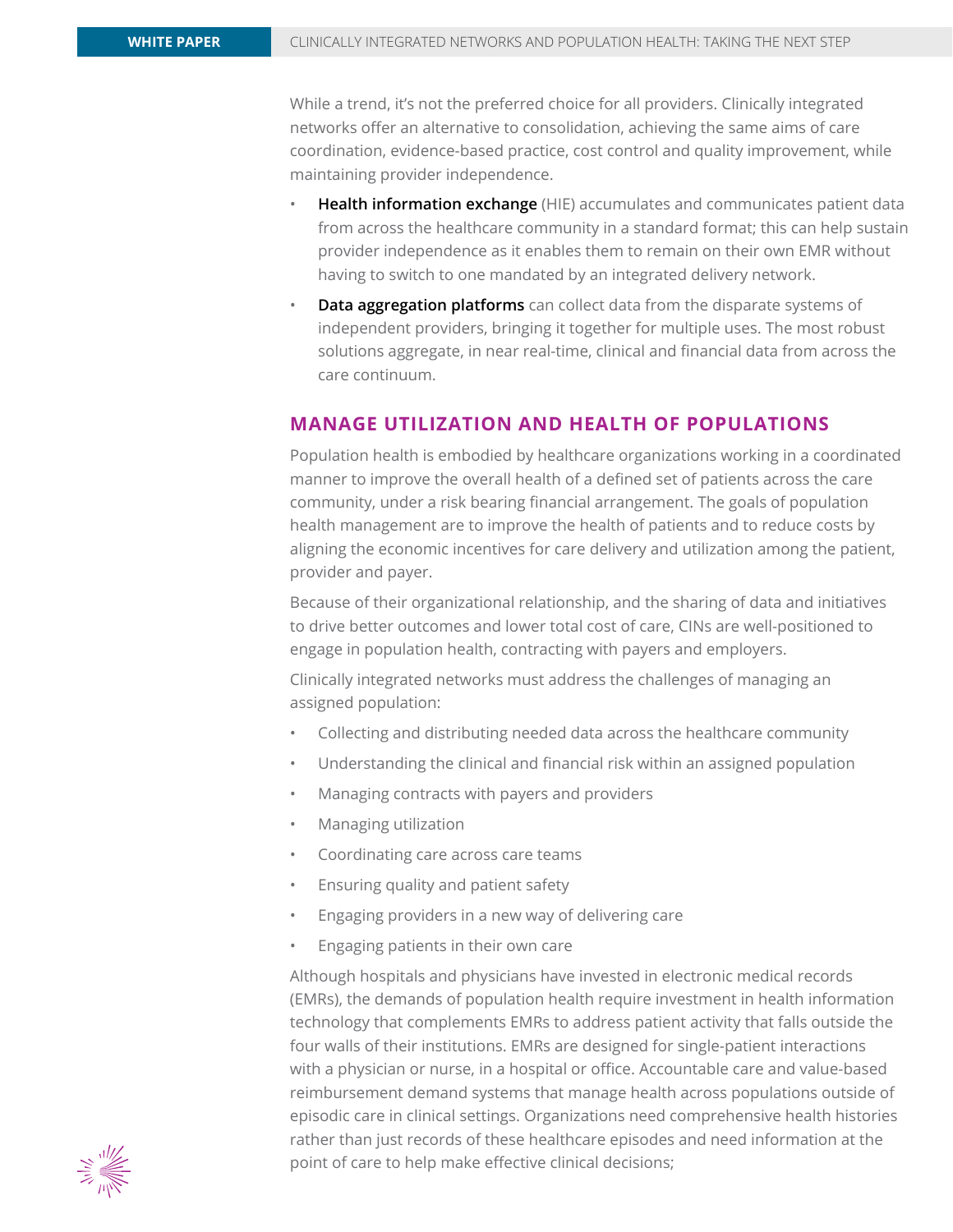While a trend, it's not the preferred choice for all providers. Clinically integrated networks offer an alternative to consolidation, achieving the same aims of care coordination, evidence-based practice, cost control and quality improvement, while maintaining provider independence.

- **Health information exchange** (HIE) accumulates and communicates patient data from across the healthcare community in a standard format; this can help sustain provider independence as it enables them to remain on their own EMR without having to switch to one mandated by an integrated delivery network.
- **Data aggregation platforms** can collect data from the disparate systems of independent providers, bringing it together for multiple uses. The most robust solutions aggregate, in near real-time, clinical and financial data from across the care continuum.

## MANAGE UTILIZATION AND HEALTH OF POPULATIONS

Population health is embodied by healthcare organizations working in a coordinated manner to improve the overall health of a defined set of patients across the care community, under a risk bearing financial arrangement. The goals of population health management are to improve the health of patients and to reduce costs by aligning the economic incentives for care delivery and utilization among the patient, provider and payer.

Because of their organizational relationship, and the sharing of data and initiatives to drive better outcomes and lower total cost of care, CINs are well-positioned to engage in population health, contracting with payers and employers.

Clinically integrated networks must address the challenges of managing an assigned population:

- Collecting and distributing needed data across the healthcare community
- Understanding the clinical and financial risk within an assigned population
- Managing contracts with payers and providers
- Managing utilization
- Coordinating care across care teams
- Ensuring quality and patient safety
- Engaging providers in a new way of delivering care
- Engaging patients in their own care

Although hospitals and physicians have invested in electronic medical records (EMRs), the demands of population health require investment in health information technology that complements EMRs to address patient activity that falls outside the four walls of their institutions. EMRs are designed for single-patient interactions with a physician or nurse, in a hospital or office. Accountable care and value-based reimbursement demand systems that manage health across populations outside of episodic care in clinical settings. Organizations need comprehensive health histories rather than just records of these healthcare episodes and need information at the point of care to help make effective clinical decisions;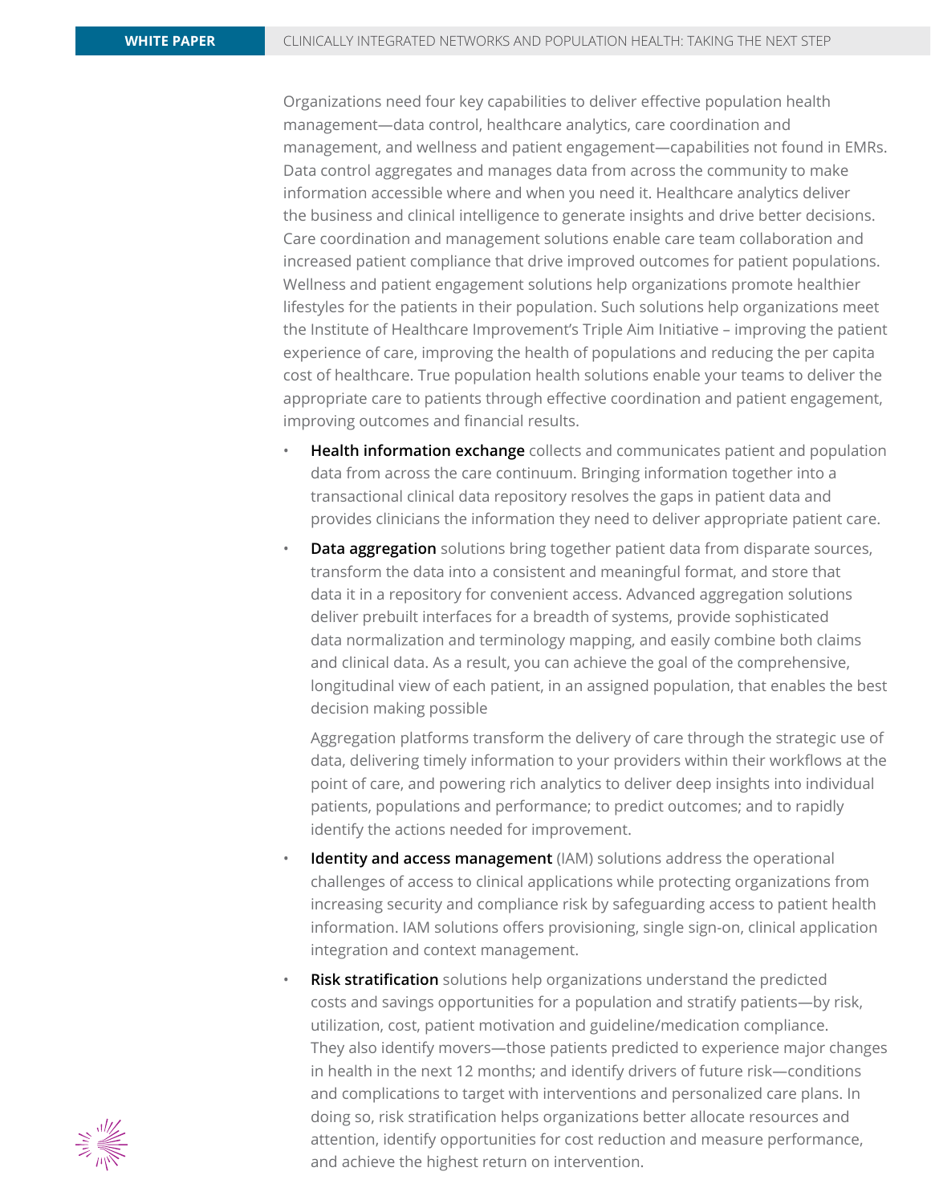Organizations need four key capabilities to deliver effective population health management—data control, healthcare analytics, care coordination and management, and wellness and patient engagement—capabilities not found in EMRs. Data control aggregates and manages data from across the community to make information accessible where and when you need it. Healthcare analytics deliver the business and clinical intelligence to generate insights and drive better decisions. Care coordination and management solutions enable care team collaboration and increased patient compliance that drive improved outcomes for patient populations. Wellness and patient engagement solutions help organizations promote healthier lifestyles for the patients in their population. Such solutions help organizations meet the Institute of Healthcare Improvement's Triple Aim Initiative – improving the patient experience of care, improving the health of populations and reducing the per capita cost of healthcare. True population health solutions enable your teams to deliver the appropriate care to patients through effective coordination and patient engagement, improving outcomes and financial results.

- **Health information exchange** collects and communicates patient and population data from across the care continuum. Bringing information together into a transactional clinical data repository resolves the gaps in patient data and provides clinicians the information they need to deliver appropriate patient care.
- **Data aggregation** solutions bring together patient data from disparate sources, transform the data into a consistent and meaningful format, and store that data it in a repository for convenient access. Advanced aggregation solutions deliver prebuilt interfaces for a breadth of systems, provide sophisticated data normalization and terminology mapping, and easily combine both claims and clinical data. As a result, you can achieve the goal of the comprehensive, longitudinal view of each patient, in an assigned population, that enables the best decision making possible

  Aggregation platforms transform the delivery of care through the strategic use of data, delivering timely information to your providers within their workflows at the point of care, and powering rich analytics to deliver deep insights into individual patients, populations and performance; to predict outcomes; and to rapidly identify the actions needed for improvement.
- **Identity and access management** (IAM) solutions address the operational challenges of access to clinical applications while protecting organizations from increasing security and compliance risk by safeguarding access to patient health information. IAM solutions offers provisioning, single sign-on, clinical application integration and context management.
- **Risk stratification** solutions help organizations understand the predicted costs and savings opportunities for a population and stratify patients—by risk, utilization, cost, patient motivation and guideline/medication compliance. They also identify movers—those patients predicted to experience major changes in health in the next 12 months; and identify drivers of future risk—conditions and complications to target with interventions and personalized care plans. In doing so, risk stratification helps organizations better allocate resources and attention, identify opportunities for cost reduction and measure performance, and achieve the highest return on intervention.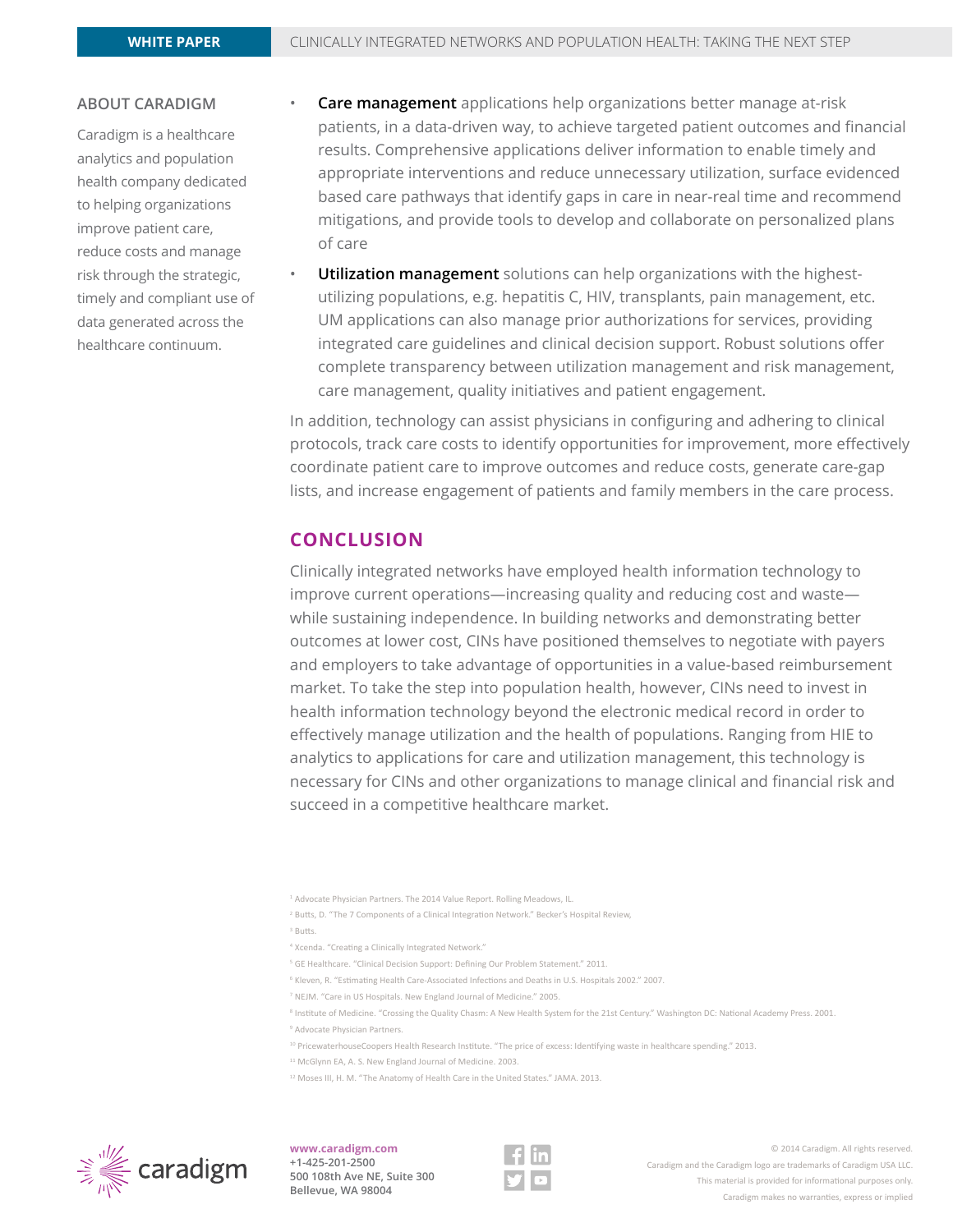## ABOUT CARADIGM

Caradigm is a healthcare analytics and population health company dedicated to helping organizations improve patient care, reduce costs and manage risk through the strategic, timely and compliant use of data generated across the healthcare continuum.

- **Care management** applications help organizations better manage at-risk patients, in a data-driven way, to achieve targeted patient outcomes and financial results. Comprehensive applications deliver information to enable timely and appropriate interventions and reduce unnecessary utilization, surface evidenced based care pathways that identify gaps in care in near-real time and recommend mitigations, and provide tools to develop and collaborate on personalized plans of care
- **Utilization management** solutions can help organizations with the highest-utilizing populations, e.g. hepatitis C, HIV, transplants, pain management, etc. UM applications can also manage prior authorizations for services, providing integrated care guidelines and clinical decision support. Robust solutions offer complete transparency between utilization management and risk management, care management, quality initiatives and patient engagement.

In addition, technology can assist physicians in configuring and adhering to clinical protocols, track care costs to identify opportunities for improvement, more effectively coordinate patient care to improve outcomes and reduce costs, generate care-gap lists, and increase engagement of patients and family members in the care process.

## CONCLUSION

Clinically integrated networks have employed health information technology to improve current operations—increasing quality and reducing cost and waste—while sustaining independence. In building networks and demonstrating better outcomes at lower cost, CINs have positioned themselves to negotiate with payers and employers to take advantage of opportunities in a value-based reimbursement market. To take the step into population health, however, CINs need to invest in health information technology beyond the electronic medical record in order to effectively manage utilization and the health of populations. Ranging from HIE to analytics to applications for care and utilization management, this technology is necessary for CINs and other organizations to manage clinical and financial risk and succeed in a competitive healthcare market.

[1] Advocate Physician Partners. The 2014 Value Report. Rolling Meadows, IL.
[2] Butts, D. "The 7 Components of a Clinical Integration Network." Becker's Hospital Review,
[3] Butts.
[4] Xcenda. "Creating a Clinically Integrated Network."
[5] GE Healthcare. "Clinical Decision Support: Defining Our Problem Statement." 2011.
[6] Kleven, R. "Estimating Health Care-Associated Infections and Deaths in U.S. Hospitals 2002." 2007.
[7] NEJM. "Care in US Hospitals. New England Journal of Medicine." 2005.
[8] Institute of Medicine. "Crossing the Quality Chasm: A New Health System for the 21st Century." Washington DC: National Academy Press. 2001.
[9] Advocate Physician Partners.
[10] PricewaterhouseCoopers Health Research Institute. "The price of excess: Identifying waste in healthcare spending." 2013.
[11] McGlynn EA, A. S. New England Journal of Medicine. 2003.
[12] Moses III, H. M. "The Anatomy of Health Care in the United States." JAMA. 2013.

caradigm

**www.caradigm.com**
+1-425-201-2500
500 108th Ave NE, Suite 300
Bellevue, WA 98004

© 2014 Caradigm. All rights reserved.
Caradigm and the Caradigm logo are trademarks of Caradigm USA LLC.
This material is provided for informational purposes only.
Caradigm makes no warranties, express or implied